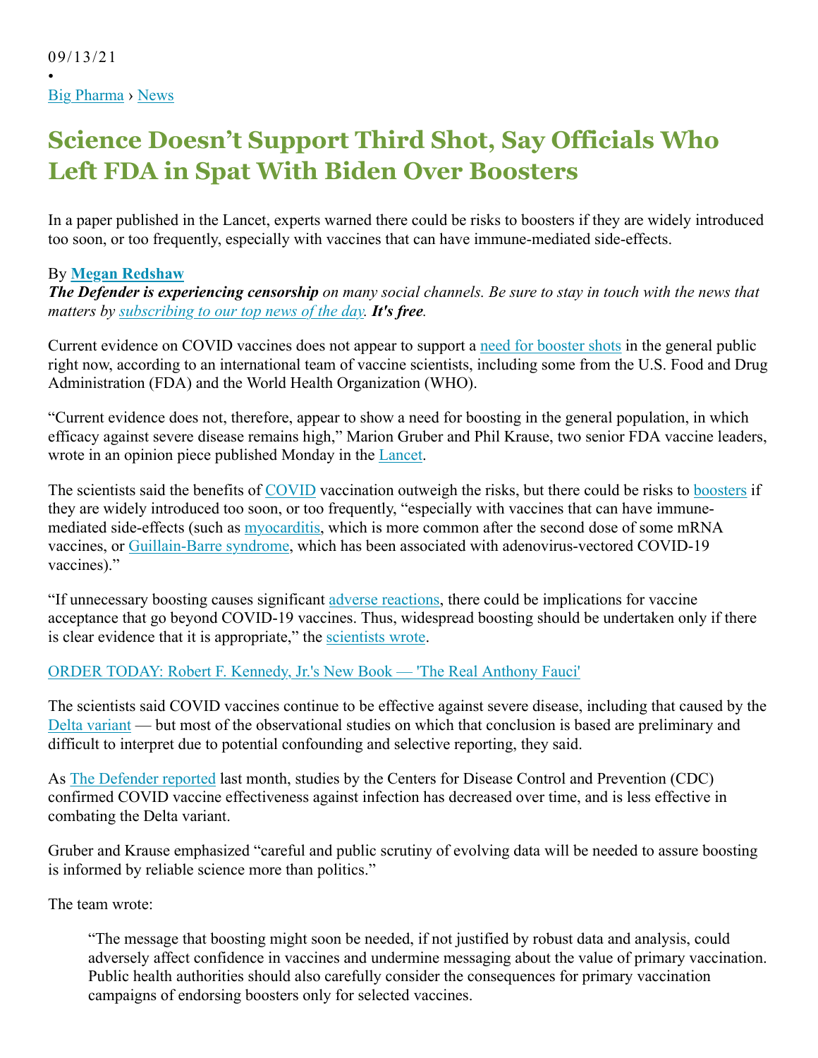09/13/21

•

Big Pharma › News

# Science Doesn't Support Third Shot, Say Officials Who Left FDA in Spat With Biden Over Boosters

In a paper published in the Lancet, experts warned there could be risks to boosters if they are widely introduced too soon, or too frequently, especially with vaccines that can have immune-mediated side-effects.

By **Megan Redshaw**

***The Defender is experiencing censorship*** *on many social channels. Be sure to stay in touch with the news that matters by subscribing to our top news of the day.* ***It's free****.*

Current evidence on COVID vaccines does not appear to support a need for booster shots in the general public right now, according to an international team of vaccine scientists, including some from the U.S. Food and Drug Administration (FDA) and the World Health Organization (WHO).

"Current evidence does not, therefore, appear to show a need for boosting in the general population, in which efficacy against severe disease remains high," Marion Gruber and Phil Krause, two senior FDA vaccine leaders, wrote in an opinion piece published Monday in the Lancet.

The scientists said the benefits of COVID vaccination outweigh the risks, but there could be risks to boosters if they are widely introduced too soon, or too frequently, "especially with vaccines that can have immune-mediated side-effects (such as myocarditis, which is more common after the second dose of some mRNA vaccines, or Guillain-Barre syndrome, which has been associated with adenovirus-vectored COVID-19 vaccines)."

"If unnecessary boosting causes significant adverse reactions, there could be implications for vaccine acceptance that go beyond COVID-19 vaccines. Thus, widespread boosting should be undertaken only if there is clear evidence that it is appropriate," the scientists wrote.

ORDER TODAY: Robert F. Kennedy, Jr.'s New Book — 'The Real Anthony Fauci'

The scientists said COVID vaccines continue to be effective against severe disease, including that caused by the Delta variant — but most of the observational studies on which that conclusion is based are preliminary and difficult to interpret due to potential confounding and selective reporting, they said.

As The Defender reported last month, studies by the Centers for Disease Control and Prevention (CDC) confirmed COVID vaccine effectiveness against infection has decreased over time, and is less effective in combating the Delta variant.

Gruber and Krause emphasized "careful and public scrutiny of evolving data will be needed to assure boosting is informed by reliable science more than politics."

The team wrote:

> "The message that boosting might soon be needed, if not justified by robust data and analysis, could adversely affect confidence in vaccines and undermine messaging about the value of primary vaccination. Public health authorities should also carefully consider the consequences for primary vaccination campaigns of endorsing boosters only for selected vaccines.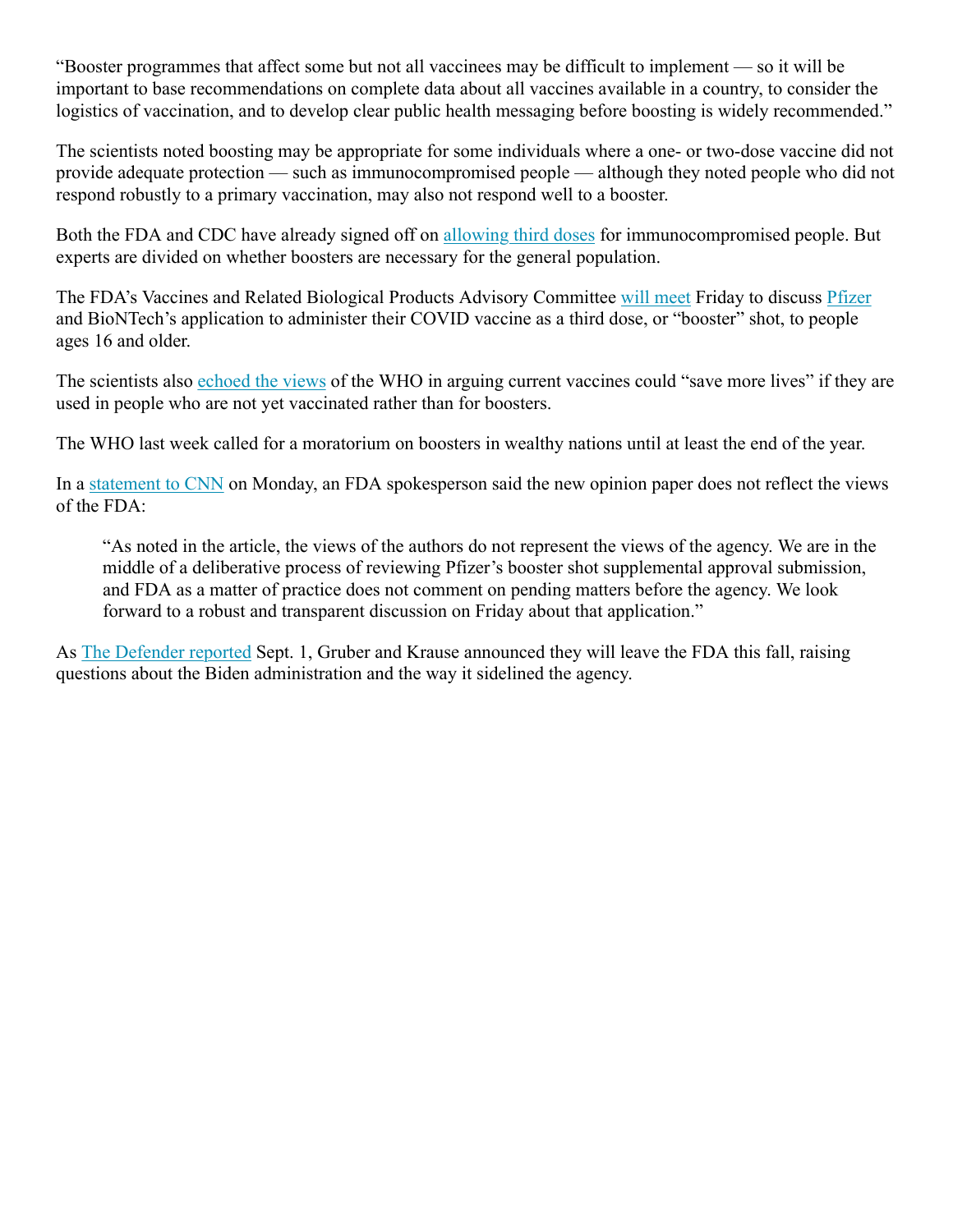"Booster programmes that affect some but not all vaccinees may be difficult to implement — so it will be important to base recommendations on complete data about all vaccines available in a country, to consider the logistics of vaccination, and to develop clear public health messaging before boosting is widely recommended."

The scientists noted boosting may be appropriate for some individuals where a one- or two-dose vaccine did not provide adequate protection — such as immunocompromised people — although they noted people who did not respond robustly to a primary vaccination, may also not respond well to a booster.

Both the FDA and CDC have already signed off on [allowing third doses] for immunocompromised people. But experts are divided on whether boosters are necessary for the general population.

The FDA's Vaccines and Related Biological Products Advisory Committee [will meet] Friday to discuss [Pfizer] and BioNTech's application to administer their COVID vaccine as a third dose, or "booster" shot, to people ages 16 and older.

The scientists also [echoed the views] of the WHO in arguing current vaccines could "save more lives" if they are used in people who are not yet vaccinated rather than for boosters.

The WHO last week called for a moratorium on boosters in wealthy nations until at least the end of the year.

In a [statement to CNN] on Monday, an FDA spokesperson said the new opinion paper does not reflect the views of the FDA:

> "As noted in the article, the views of the authors do not represent the views of the agency. We are in the middle of a deliberative process of reviewing Pfizer's booster shot supplemental approval submission, and FDA as a matter of practice does not comment on pending matters before the agency. We look forward to a robust and transparent discussion on Friday about that application."

As [The Defender reported] Sept. 1, Gruber and Krause announced they will leave the FDA this fall, raising questions about the Biden administration and the way it sidelined the agency.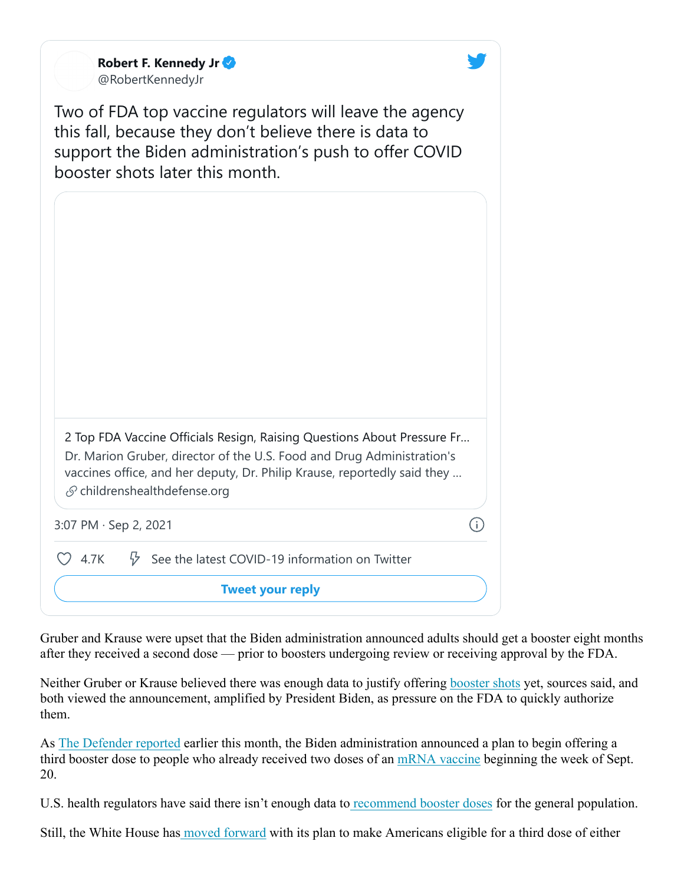**Robert F. Kennedy Jr** @RobertKennedyJr

Two of FDA top vaccine regulators will leave the agency this fall, because they don't believe there is data to support the Biden administration's push to offer COVID booster shots later this month.

2 Top FDA Vaccine Officials Resign, Raising Questions About Pressure Fr...
Dr. Marion Gruber, director of the U.S. Food and Drug Administration's vaccines office, and her deputy, Dr. Philip Krause, reportedly said they ...
childrenshealthdefense.org

3:07 PM · Sep 2, 2021

4.7K See the latest COVID-19 information on Twitter

Tweet your reply

Gruber and Krause were upset that the Biden administration announced adults should get a booster eight months after they received a second dose — prior to boosters undergoing review or receiving approval by the FDA.

Neither Gruber or Krause believed there was enough data to justify offering booster shots yet, sources said, and both viewed the announcement, amplified by President Biden, as pressure on the FDA to quickly authorize them.

As The Defender reported earlier this month, the Biden administration announced a plan to begin offering a third booster dose to people who already received two doses of an mRNA vaccine beginning the week of Sept. 20.

U.S. health regulators have said there isn't enough data to recommend booster doses for the general population.

Still, the White House has moved forward with its plan to make Americans eligible for a third dose of either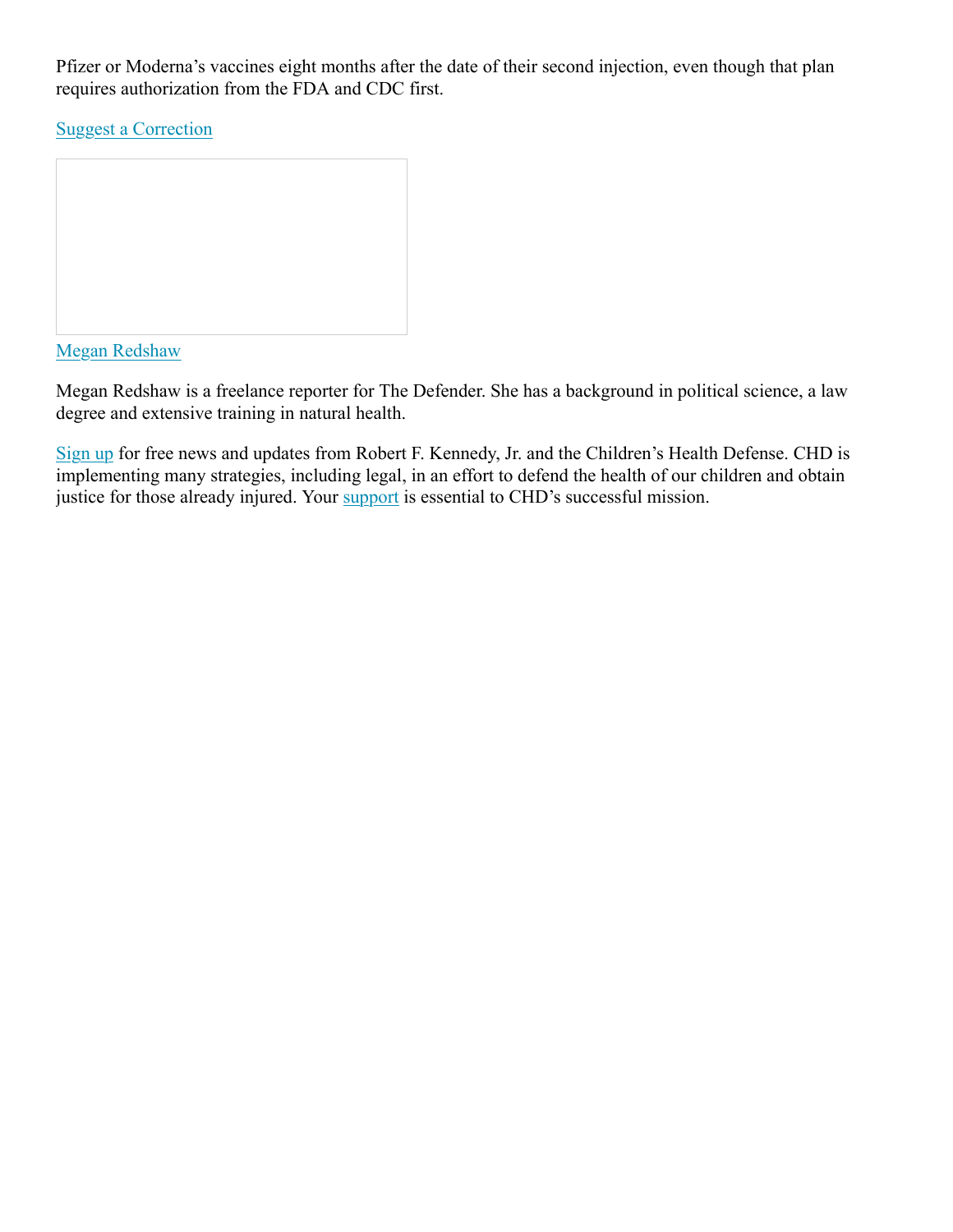Pfizer or Moderna's vaccines eight months after the date of their second injection, even though that plan requires authorization from the FDA and CDC first.

Suggest a Correction

Megan Redshaw

Megan Redshaw is a freelance reporter for The Defender. She has a background in political science, a law degree and extensive training in natural health.

Sign up for free news and updates from Robert F. Kennedy, Jr. and the Children's Health Defense. CHD is implementing many strategies, including legal, in an effort to defend the health of our children and obtain justice for those already injured. Your support is essential to CHD's successful mission.